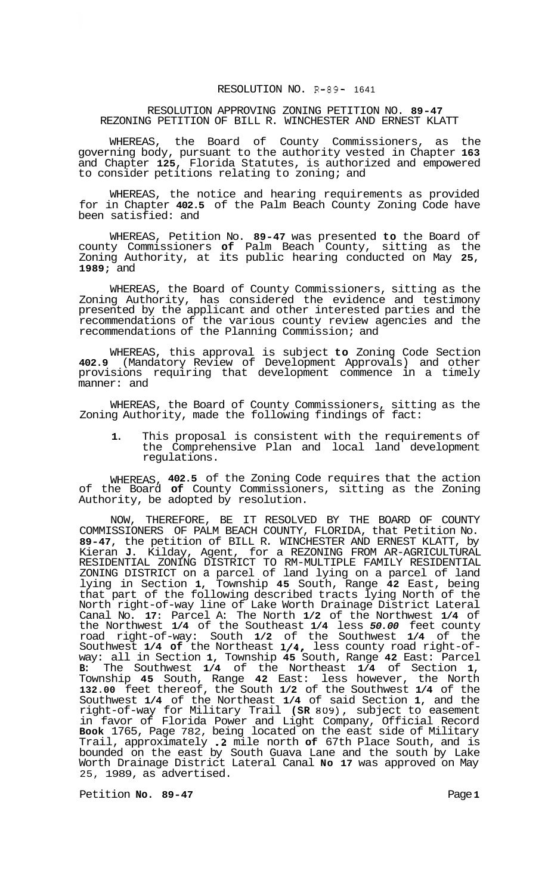RESOLUTION NO. R-89- 1641

RESOLUTION APPROVING ZONING PETITION NO. 89-47
REZONING PETITION OF BILL R. WINCHESTER AND ERNEST KLATT

WHEREAS, the Board of County Commissioners, as the governing body, pursuant to the authority vested in Chapter 163 and Chapter 125, Florida Statutes, is authorized and empowered to consider petitions relating to zoning; and

WHEREAS, the notice and hearing requirements as provided for in Chapter 402.5 of the Palm Beach County Zoning Code have been satisfied: and

WHEREAS, Petition No. 89-47 was presented to the Board of county Commissioners of Palm Beach County, sitting as the Zoning Authority, at its public hearing conducted on May 25, 1989; and

WHEREAS, the Board of County Commissioners, sitting as the Zoning Authority, has considered the evidence and testimony presented by the applicant and other interested parties and the recommendations of the various county review agencies and the recommendations of the Planning Commission; and

WHEREAS, this approval is subject to Zoning Code Section 402.9 (Mandatory Review of Development Approvals) and other provisions requiring that development commence in a timely manner: and

WHEREAS, the Board of County Commissioners, sitting as the Zoning Authority, made the following findings of fact:

1. This proposal is consistent with the requirements of the Comprehensive Plan and local land development regulations.

WHEREAS, 402.5 of the Zoning Code requires that the action of the Board of County Commissioners, sitting as the Zoning Authority, be adopted by resolution.

NOW, THEREFORE, BE IT RESOLVED BY THE BOARD OF COUNTY COMMISSIONERS OF PALM BEACH COUNTY, FLORIDA, that Petition No. 89-47, the petition of BILL R. WINCHESTER AND ERNEST KLATT, by Kieran J. Kilday, Agent, for a REZONING FROM AR-AGRICULTURAL RESIDENTIAL ZONING DISTRICT TO RM-MULTIPLE FAMILY RESIDENTIAL ZONING DISTRICT on a parcel of land lying on a parcel of land lying in Section 1, Township 45 South, Range 42 East, being that part of the following described tracts lying North of the North right-of-way line of Lake Worth Drainage District Lateral Canal No. 17: Parcel A: The North 1/2 of the Northwest 1/4 of the Northwest 1/4 of the Southeast 1/4 less *50.00* feet county road right-of-way: South 1/2 of the Southwest 1/4 of the Southwest 1/4 of the Northeast 1/4, less county road right-of-way: all in Section 1, Township 45 South, Range 42 East: Parcel B: The Southwest 1/4 of the Northeast 1/4 of Section 1, Township 45 South, Range 42 East: less however, the North 132.00 feet thereof, the South 1/2 of the Southwest 1/4 of the Southwest 1/4 of the Northeast 1/4 of said Section 1, and the right-of-way for Military Trail (SR 809), subject to easement in favor of Florida Power and Light Company, Official Record Book 1765, Page 782, being located on the east side of Military Trail, approximately .2 mile north of 67th Place South, and is bounded on the east by South Guava Lane and the south by Lake Worth Drainage District Lateral Canal No 17 was approved on May 25, 1989, as advertised.

Petition No. 89-47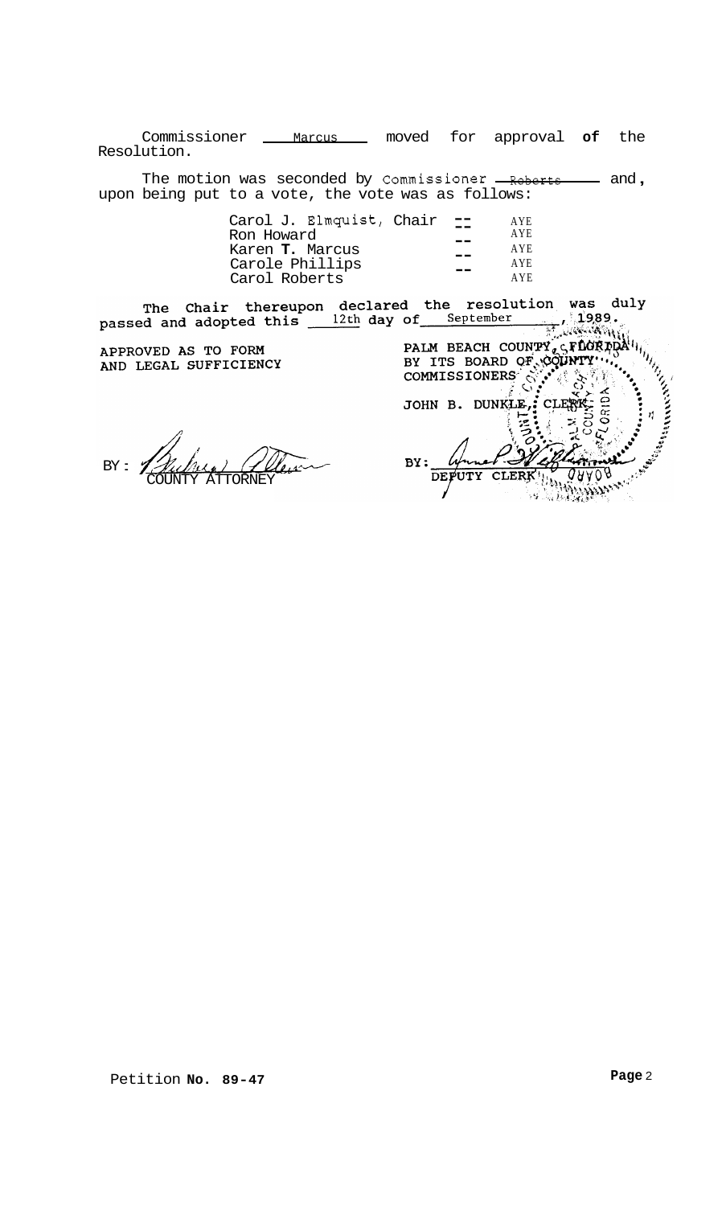Commissioner Marcus moved for approval of the Resolution.

The motion was seconded by Commissioner Roberts and, upon being put to a vote, the vote was as follows:

| | | |
|---|---|---|
| Carol J. Elmquist, Chair | -- | AYE |
| Ron Howard | -- | AYE |
| Karen T. Marcus | -- | AYE |
| Carole Phillips | -- | AYE |
| Carol Roberts | -- | AYE |

The Chair thereupon declared the resolution was duly passed and adopted this 12th day of September, 1989.

APPROVED AS TO FORM
AND LEGAL SUFFICIENCY

BY: COUNTY ATTORNEY

PALM BEACH COUNTY, FLORIDA
BY ITS BOARD OF COUNTY
COMMISSIONERS

JOHN B. DUNKLE, CLERK

BY: DEPUTY CLERK

Petition No. 89-47